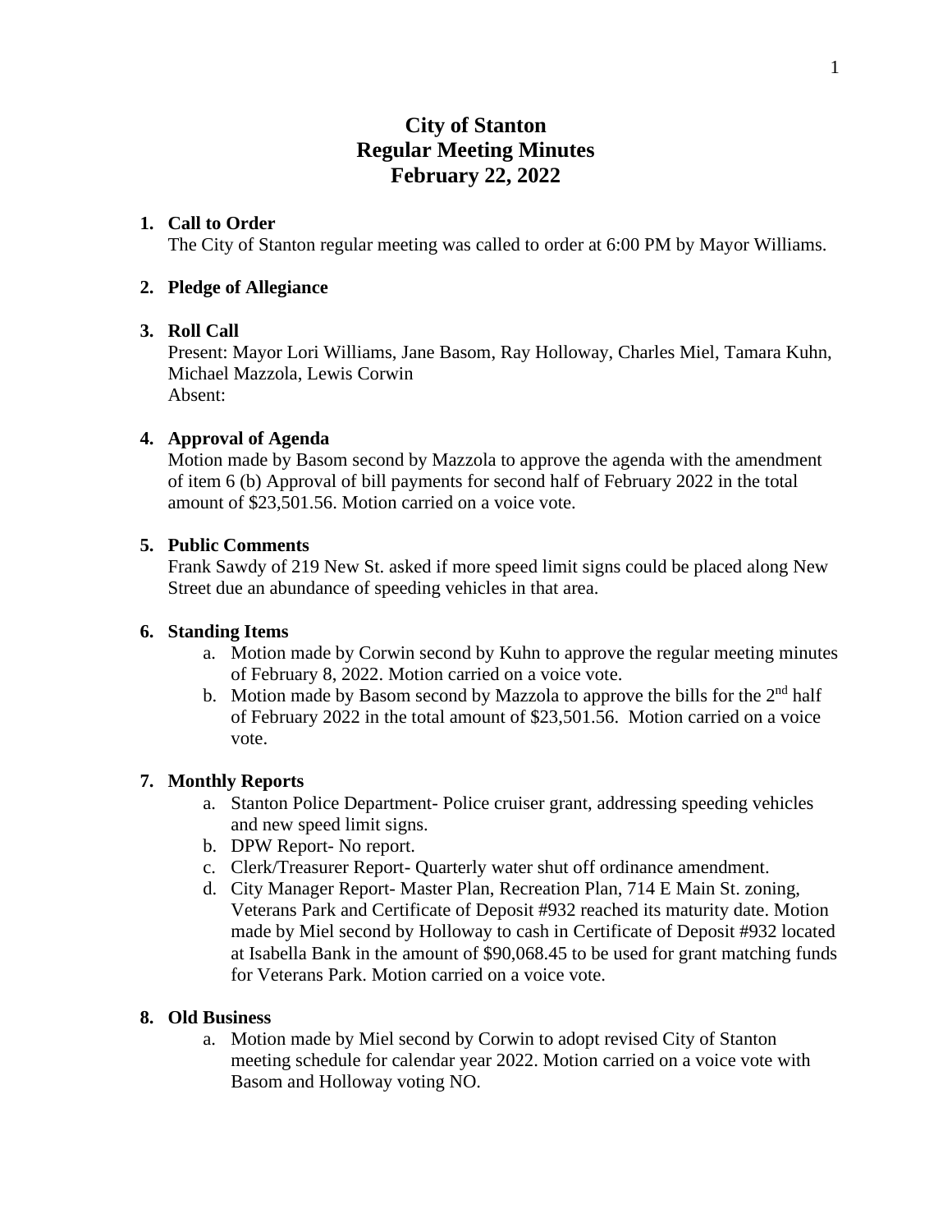# City of Stanton
# Regular Meeting Minutes
# February 22, 2022

1. **Call to Order**
   The City of Stanton regular meeting was called to order at 6:00 PM by Mayor Williams.

2. **Pledge of Allegiance**

3. **Roll Call**
   Present: Mayor Lori Williams, Jane Basom, Ray Holloway, Charles Miel, Tamara Kuhn, Michael Mazzola, Lewis Corwin
   Absent:

4. **Approval of Agenda**
   Motion made by Basom second by Mazzola to approve the agenda with the amendment of item 6 (b) Approval of bill payments for second half of February 2022 in the total amount of $23,501.56. Motion carried on a voice vote.

5. **Public Comments**
   Frank Sawdy of 219 New St. asked if more speed limit signs could be placed along New Street due an abundance of speeding vehicles in that area.

6. **Standing Items**
   a. Motion made by Corwin second by Kuhn to approve the regular meeting minutes of February 8, 2022. Motion carried on a voice vote.
   b. Motion made by Basom second by Mazzola to approve the bills for the 2nd half of February 2022 in the total amount of $23,501.56. Motion carried on a voice vote.

7. **Monthly Reports**
   a. Stanton Police Department- Police cruiser grant, addressing speeding vehicles and new speed limit signs.
   b. DPW Report- No report.
   c. Clerk/Treasurer Report- Quarterly water shut off ordinance amendment.
   d. City Manager Report- Master Plan, Recreation Plan, 714 E Main St. zoning, Veterans Park and Certificate of Deposit #932 reached its maturity date. Motion made by Miel second by Holloway to cash in Certificate of Deposit #932 located at Isabella Bank in the amount of $90,068.45 to be used for grant matching funds for Veterans Park. Motion carried on a voice vote.

8. **Old Business**
   a. Motion made by Miel second by Corwin to adopt revised City of Stanton meeting schedule for calendar year 2022. Motion carried on a voice vote with Basom and Holloway voting NO.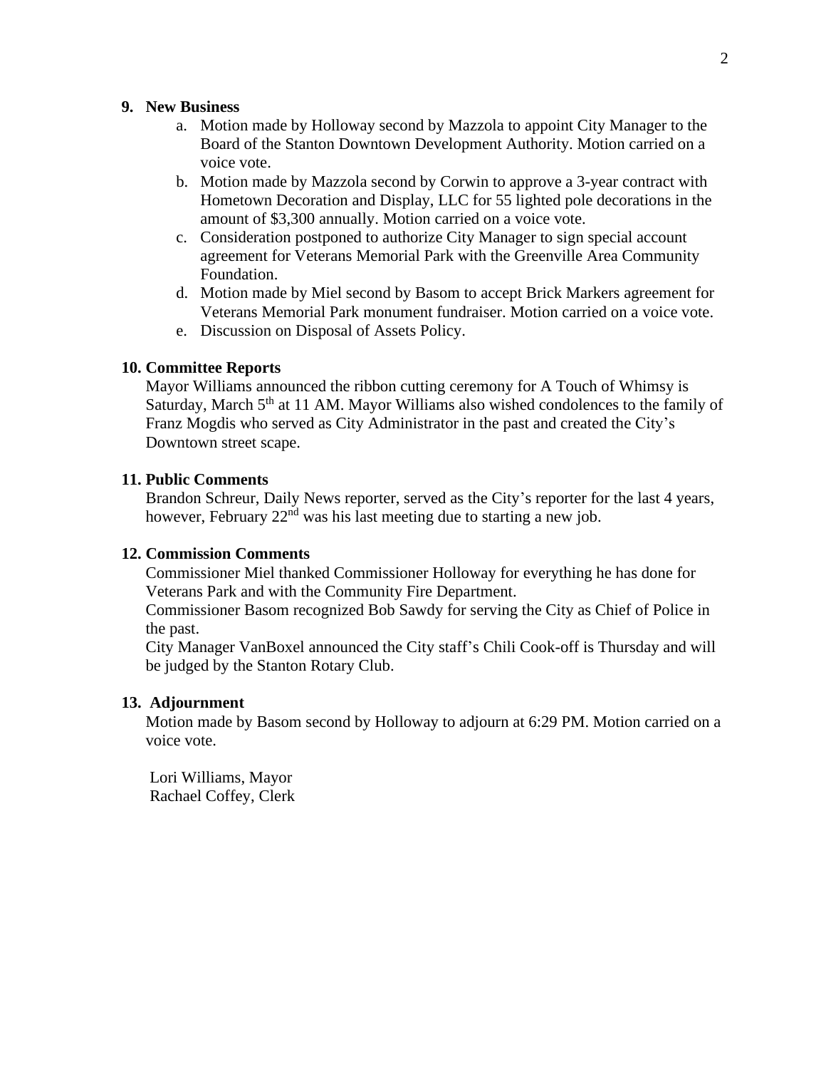**9. New Business**

a. Motion made by Holloway second by Mazzola to appoint City Manager to the Board of the Stanton Downtown Development Authority. Motion carried on a voice vote.
b. Motion made by Mazzola second by Corwin to approve a 3-year contract with Hometown Decoration and Display, LLC for 55 lighted pole decorations in the amount of $3,300 annually. Motion carried on a voice vote.
c. Consideration postponed to authorize City Manager to sign special account agreement for Veterans Memorial Park with the Greenville Area Community Foundation.
d. Motion made by Miel second by Basom to accept Brick Markers agreement for Veterans Memorial Park monument fundraiser. Motion carried on a voice vote.
e. Discussion on Disposal of Assets Policy.

**10. Committee Reports**

Mayor Williams announced the ribbon cutting ceremony for A Touch of Whimsy is Saturday, March 5th at 11 AM. Mayor Williams also wished condolences to the family of Franz Mogdis who served as City Administrator in the past and created the City's Downtown street scape.

**11. Public Comments**

Brandon Schreur, Daily News reporter, served as the City's reporter for the last 4 years, however, February 22nd was his last meeting due to starting a new job.

**12. Commission Comments**

Commissioner Miel thanked Commissioner Holloway for everything he has done for Veterans Park and with the Community Fire Department.
Commissioner Basom recognized Bob Sawdy for serving the City as Chief of Police in the past.
City Manager VanBoxel announced the City staff's Chili Cook-off is Thursday and will be judged by the Stanton Rotary Club.

**13. Adjournment**

Motion made by Basom second by Holloway to adjourn at 6:29 PM. Motion carried on a voice vote.

Lori Williams, Mayor
Rachael Coffey, Clerk